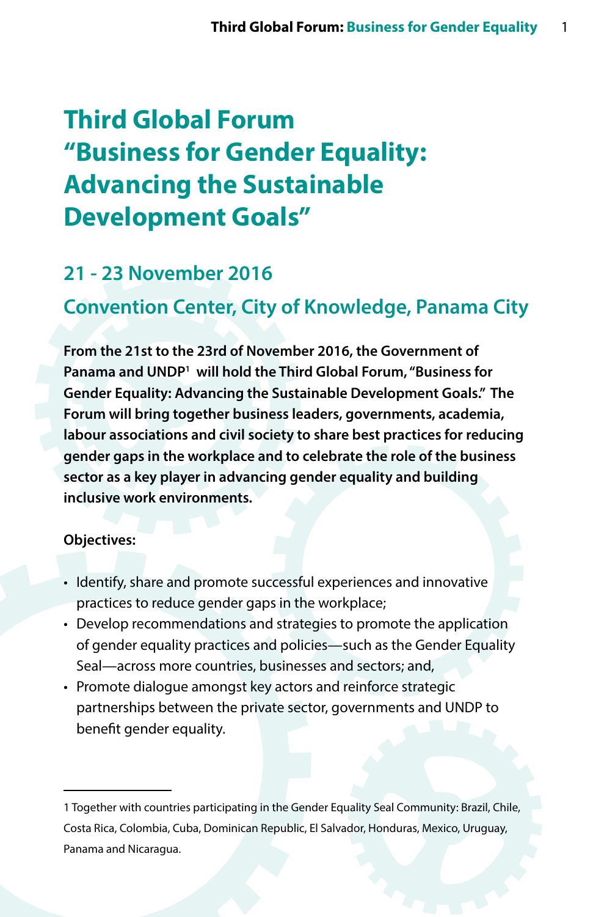# Third Global Forum "Business for Gender Equality: Advancing the Sustainable Development Goals"

## 21 - 23 November 2016

## Convention Center, City of Knowledge, Panama City

**From the 21st to the 23rd of November 2016, the Government of Panama and UNDP[1] will hold the Third Global Forum, "Business for Gender Equality: Advancing the Sustainable Development Goals." The Forum will bring together business leaders, governments, academia, labour associations and civil society to share best practices for reducing gender gaps in the workplace and to celebrate the role of the business sector as a key player in advancing gender equality and building inclusive work environments.**

**Objectives:**

- Identify, share and promote successful experiences and innovative practices to reduce gender gaps in the workplace;
- Develop recommendations and strategies to promote the application of gender equality practices and policies—such as the Gender Equality Seal—across more countries, businesses and sectors; and,
- Promote dialogue amongst key actors and reinforce strategic partnerships between the private sector, governments and UNDP to benefit gender equality.

---

1 Together with countries participating in the Gender Equality Seal Community: Brazil, Chile, Costa Rica, Colombia, Cuba, Dominican Republic, El Salvador, Honduras, Mexico, Uruguay, Panama and Nicaragua.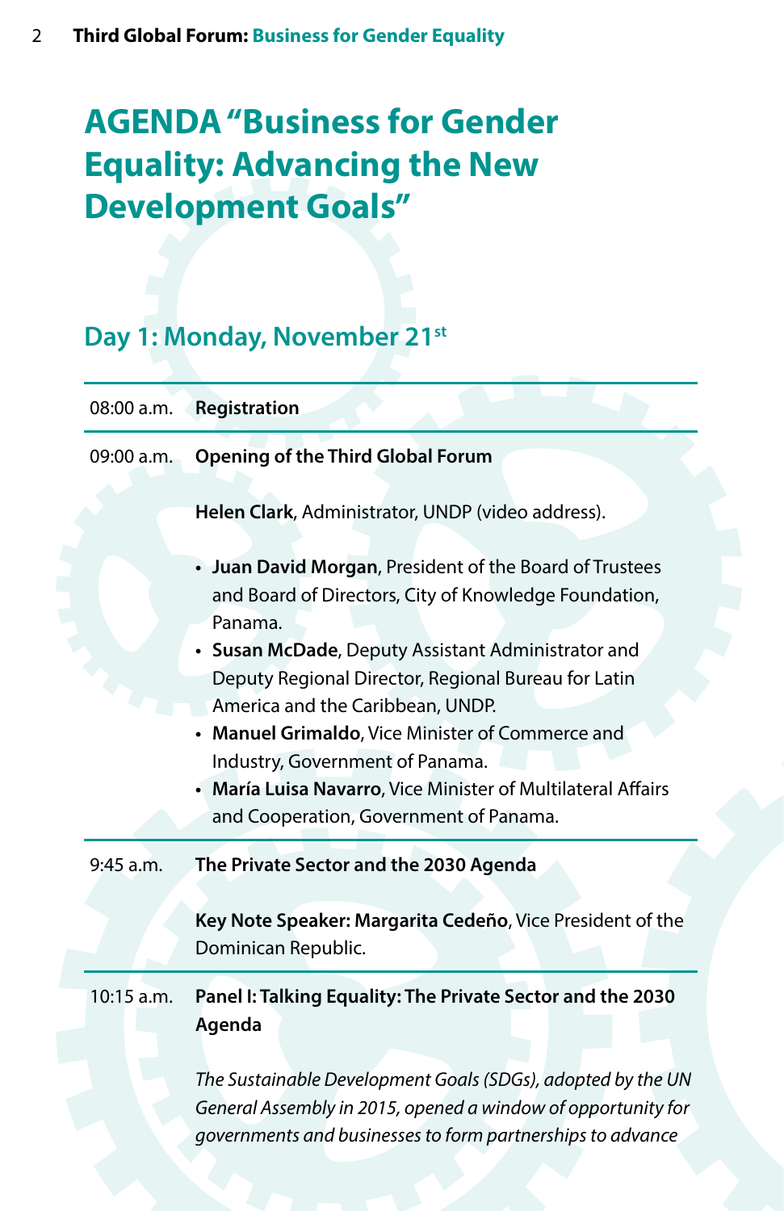# AGENDA "Business for Gender Equality: Advancing the New Development Goals"

## Day 1: Monday, November 21st

08:00 a.m. **Registration**

09:00 a.m. **Opening of the Third Global Forum**

**Helen Clark**, Administrator, UNDP (video address).

- **Juan David Morgan**, President of the Board of Trustees and Board of Directors, City of Knowledge Foundation, Panama.
- **Susan McDade**, Deputy Assistant Administrator and Deputy Regional Director, Regional Bureau for Latin America and the Caribbean, UNDP.
- **Manuel Grimaldo**, Vice Minister of Commerce and Industry, Government of Panama.
- **María Luisa Navarro**, Vice Minister of Multilateral Affairs and Cooperation, Government of Panama.

9:45 a.m. **The Private Sector and the 2030 Agenda**

**Key Note Speaker: Margarita Cedeño**, Vice President of the Dominican Republic.

10:15 a.m. **Panel I: Talking Equality: The Private Sector and the 2030 Agenda**

*The Sustainable Development Goals (SDGs), adopted by the UN General Assembly in 2015, opened a window of opportunity for governments and businesses to form partnerships to advance*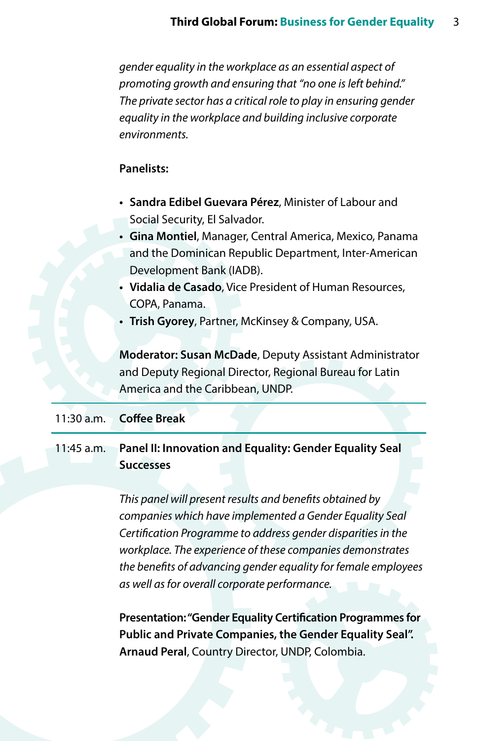*gender equality in the workplace as an essential aspect of promoting growth and ensuring that "no one is left behind." The private sector has a critical role to play in ensuring gender equality in the workplace and building inclusive corporate environments.*

**Panelists:**

- **Sandra Edibel Guevara Pérez**, Minister of Labour and Social Security, El Salvador.
- **Gina Montiel**, Manager, Central America, Mexico, Panama and the Dominican Republic Department, Inter-American Development Bank (IADB).
- **Vidalia de Casado**, Vice President of Human Resources, COPA, Panama.
- **Trish Gyorey**, Partner, McKinsey & Company, USA.

**Moderator: Susan McDade**, Deputy Assistant Administrator and Deputy Regional Director, Regional Bureau for Latin America and the Caribbean, UNDP.

---

11:30 a.m. **Coffee Break**

---

11:45 a.m. **Panel II: Innovation and Equality: Gender Equality Seal Successes**

*This panel will present results and benefits obtained by companies which have implemented a Gender Equality Seal Certification Programme to address gender disparities in the workplace. The experience of these companies demonstrates the benefits of advancing gender equality for female employees as well as for overall corporate performance.*

**Presentation: "Gender Equality Certification Programmes for Public and Private Companies, the Gender Equality Seal". Arnaud Peral**, Country Director, UNDP, Colombia.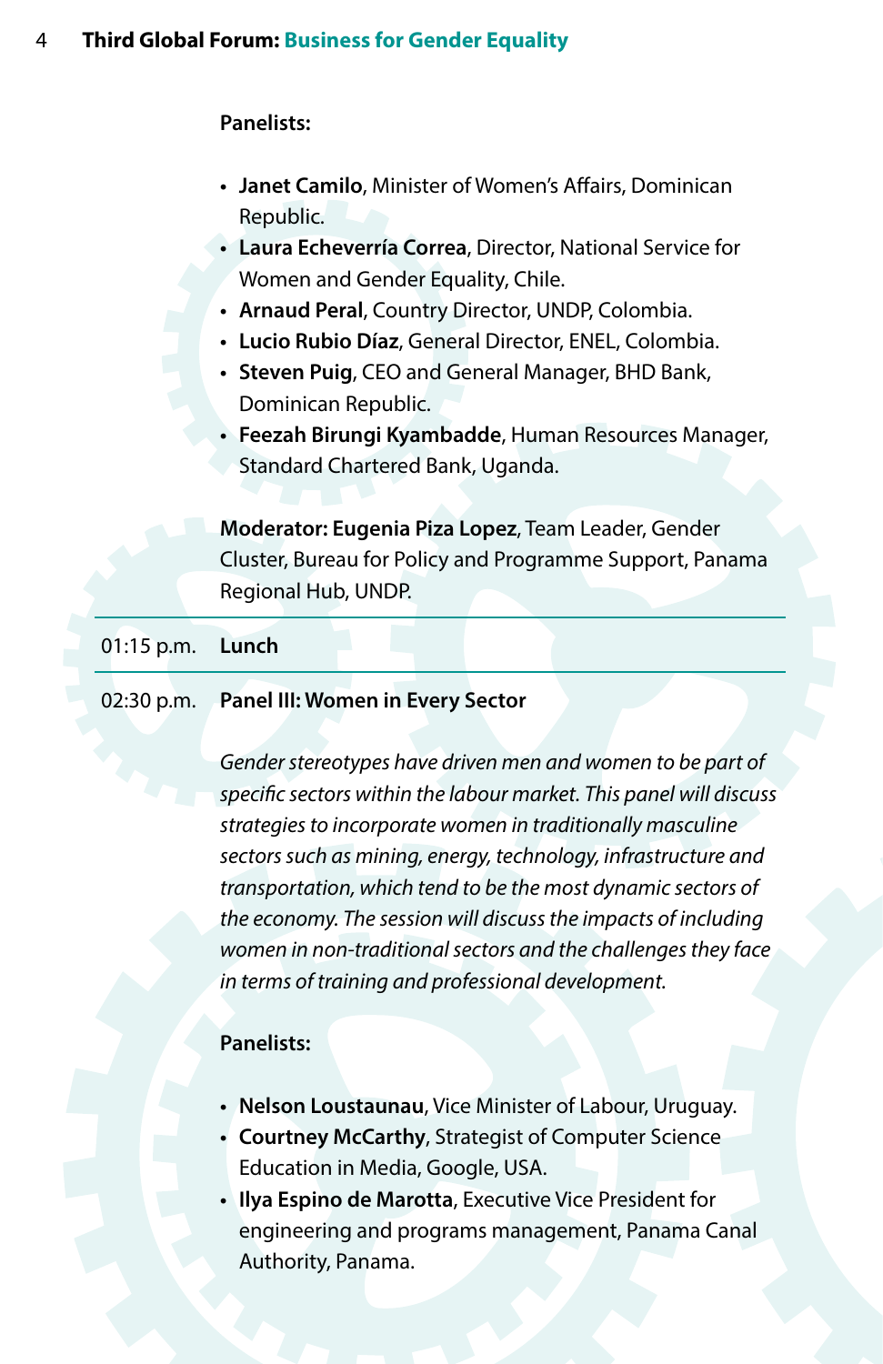**Panelists:**

- **Janet Camilo**, Minister of Women's Affairs, Dominican Republic.
- **Laura Echeverría Correa**, Director, National Service for Women and Gender Equality, Chile.
- **Arnaud Peral**, Country Director, UNDP, Colombia.
- **Lucio Rubio Díaz**, General Director, ENEL, Colombia.
- **Steven Puig**, CEO and General Manager, BHD Bank, Dominican Republic.
- **Feezah Birungi Kyambadde**, Human Resources Manager, Standard Chartered Bank, Uganda.

**Moderator: Eugenia Piza Lopez**, Team Leader, Gender Cluster, Bureau for Policy and Programme Support, Panama Regional Hub, UNDP.

---

01:15 p.m. **Lunch**

---

02:30 p.m. **Panel III: Women in Every Sector**

*Gender stereotypes have driven men and women to be part of specific sectors within the labour market. This panel will discuss strategies to incorporate women in traditionally masculine sectors such as mining, energy, technology, infrastructure and transportation, which tend to be the most dynamic sectors of the economy. The session will discuss the impacts of including women in non-traditional sectors and the challenges they face in terms of training and professional development.*

**Panelists:**

- **Nelson Loustaunau**, Vice Minister of Labour, Uruguay.
- **Courtney McCarthy**, Strategist of Computer Science Education in Media, Google, USA.
- **Ilya Espino de Marotta**, Executive Vice President for engineering and programs management, Panama Canal Authority, Panama.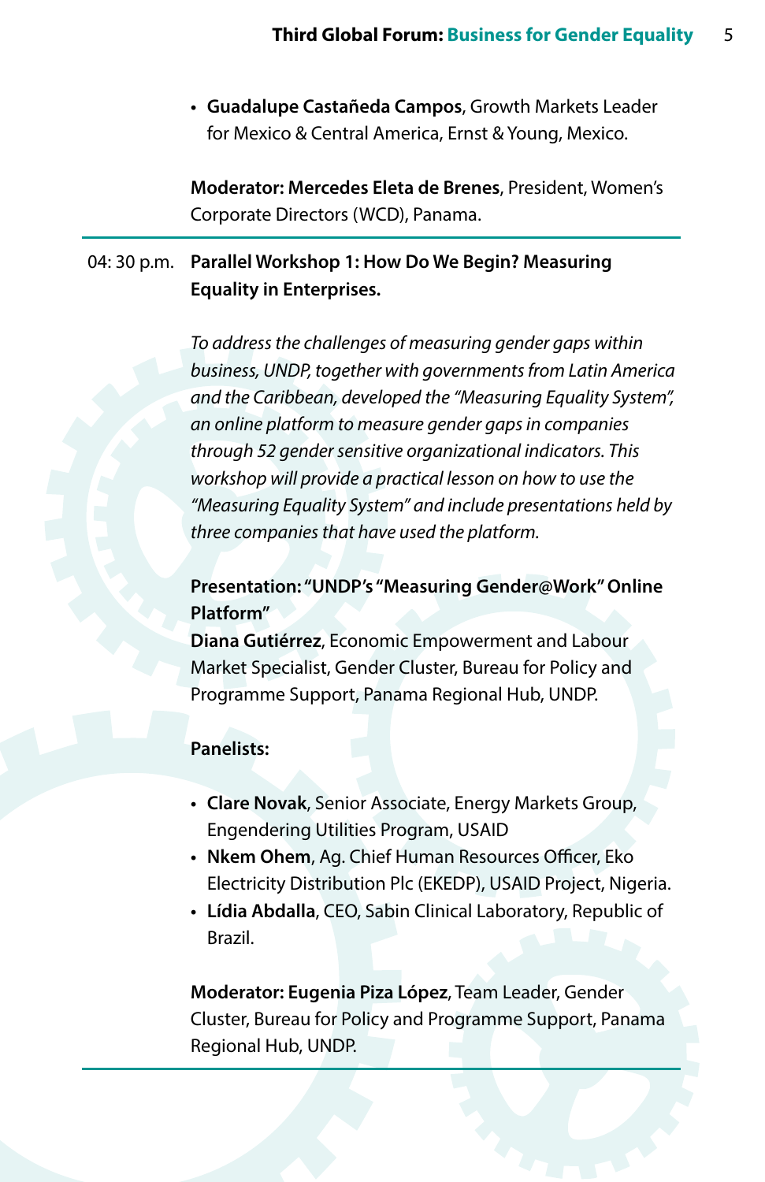- **Guadalupe Castañeda Campos**, Growth Markets Leader for Mexico & Central America, Ernst & Young, Mexico.

**Moderator: Mercedes Eleta de Brenes**, President, Women's Corporate Directors (WCD), Panama.

---

04: 30 p.m. **Parallel Workshop 1: How Do We Begin? Measuring Equality in Enterprises.**

*To address the challenges of measuring gender gaps within business, UNDP, together with governments from Latin America and the Caribbean, developed the "Measuring Equality System", an online platform to measure gender gaps in companies through 52 gender sensitive organizational indicators. This workshop will provide a practical lesson on how to use the "Measuring Equality System" and include presentations held by three companies that have used the platform.*

**Presentation: "UNDP's "Measuring Gender@Work" Online Platform"**
**Diana Gutiérrez**, Economic Empowerment and Labour Market Specialist, Gender Cluster, Bureau for Policy and Programme Support, Panama Regional Hub, UNDP.

**Panelists:**

- **Clare Novak**, Senior Associate, Energy Markets Group, Engendering Utilities Program, USAID
- **Nkem Ohem**, Ag. Chief Human Resources Officer, Eko Electricity Distribution Plc (EKEDP), USAID Project, Nigeria.
- **Lídia Abdalla**, CEO, Sabin Clinical Laboratory, Republic of Brazil.

**Moderator: Eugenia Piza López**, Team Leader, Gender Cluster, Bureau for Policy and Programme Support, Panama Regional Hub, UNDP.

---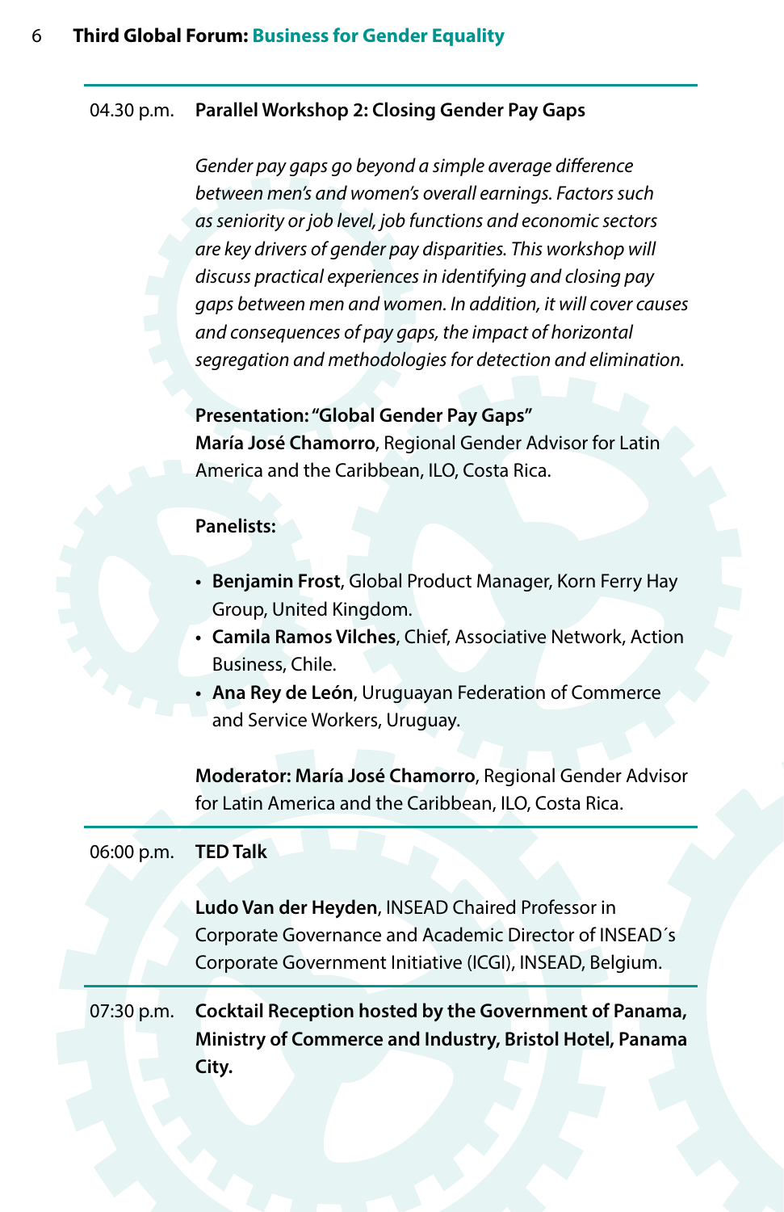04.30 p.m. **Parallel Workshop 2: Closing Gender Pay Gaps**

*Gender pay gaps go beyond a simple average difference between men's and women's overall earnings. Factors such as seniority or job level, job functions and economic sectors are key drivers of gender pay disparities. This workshop will discuss practical experiences in identifying and closing pay gaps between men and women. In addition, it will cover causes and consequences of pay gaps, the impact of horizontal segregation and methodologies for detection and elimination.*

**Presentation: "Global Gender Pay Gaps"**
**María José Chamorro**, Regional Gender Advisor for Latin America and the Caribbean, ILO, Costa Rica.

**Panelists:**

- **Benjamin Frost**, Global Product Manager, Korn Ferry Hay Group, United Kingdom.
- **Camila Ramos Vilches**, Chief, Associative Network, Action Business, Chile.
- **Ana Rey de León**, Uruguayan Federation of Commerce and Service Workers, Uruguay.

**Moderator: María José Chamorro**, Regional Gender Advisor for Latin America and the Caribbean, ILO, Costa Rica.

---

06:00 p.m. **TED Talk**

**Ludo Van der Heyden**, INSEAD Chaired Professor in Corporate Governance and Academic Director of INSEAD´s Corporate Government Initiative (ICGI), INSEAD, Belgium.

---

07:30 p.m. **Cocktail Reception hosted by the Government of Panama, Ministry of Commerce and Industry, Bristol Hotel, Panama City.**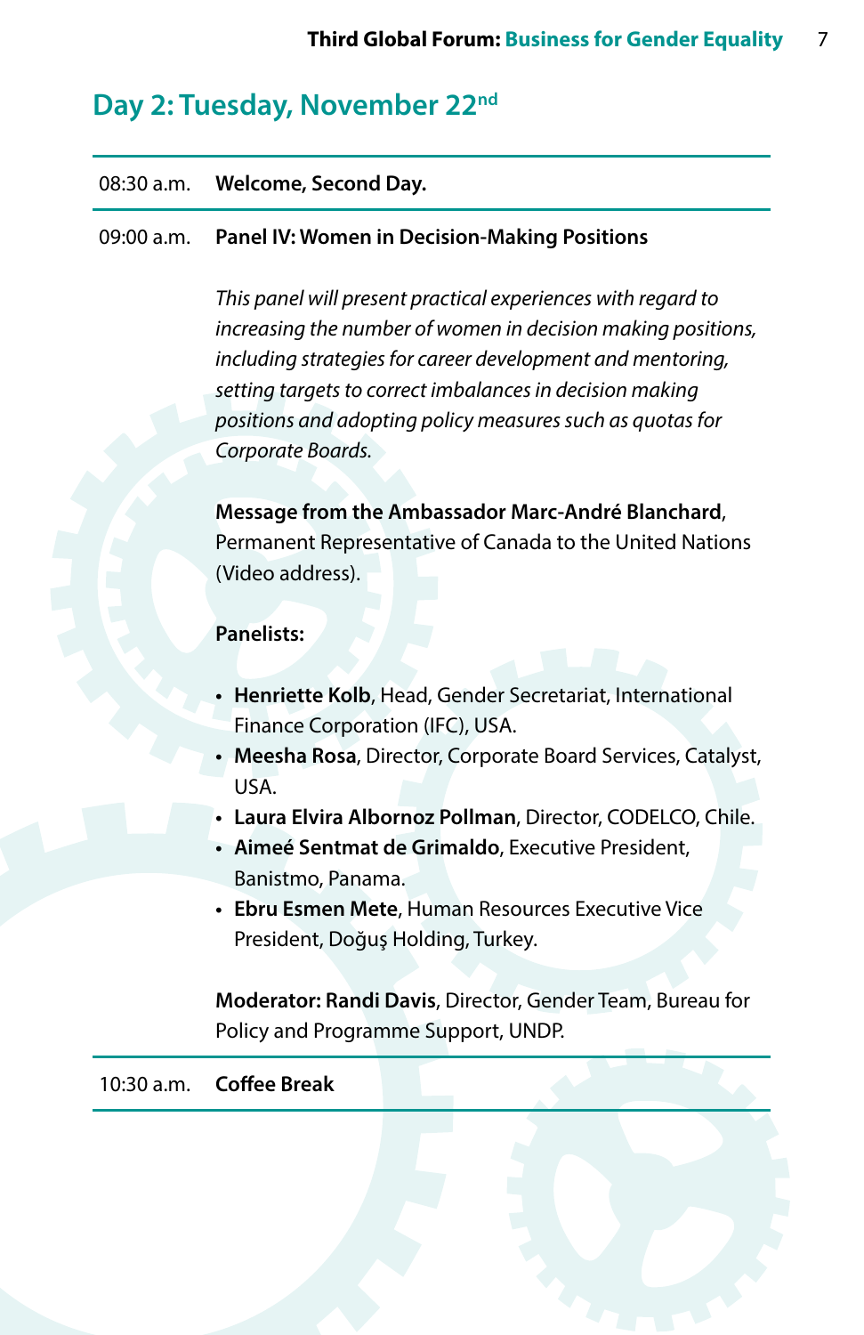## Day 2: Tuesday, November 22nd

08:30 a.m. **Welcome, Second Day.**

09:00 a.m. **Panel IV: Women in Decision-Making Positions**

*This panel will present practical experiences with regard to increasing the number of women in decision making positions, including strategies for career development and mentoring, setting targets to correct imbalances in decision making positions and adopting policy measures such as quotas for Corporate Boards.*

**Message from the Ambassador Marc-André Blanchard**, Permanent Representative of Canada to the United Nations (Video address).

**Panelists:**

- **Henriette Kolb**, Head, Gender Secretariat, International Finance Corporation (IFC), USA.
- **Meesha Rosa**, Director, Corporate Board Services, Catalyst, USA.
- **Laura Elvira Albornoz Pollman**, Director, CODELCO, Chile.
- **Aimeé Sentmat de Grimaldo**, Executive President, Banistmo, Panama.
- **Ebru Esmen Mete**, Human Resources Executive Vice President, Doğuş Holding, Turkey.

**Moderator: Randi Davis**, Director, Gender Team, Bureau for Policy and Programme Support, UNDP.

10:30 a.m. **Coffee Break**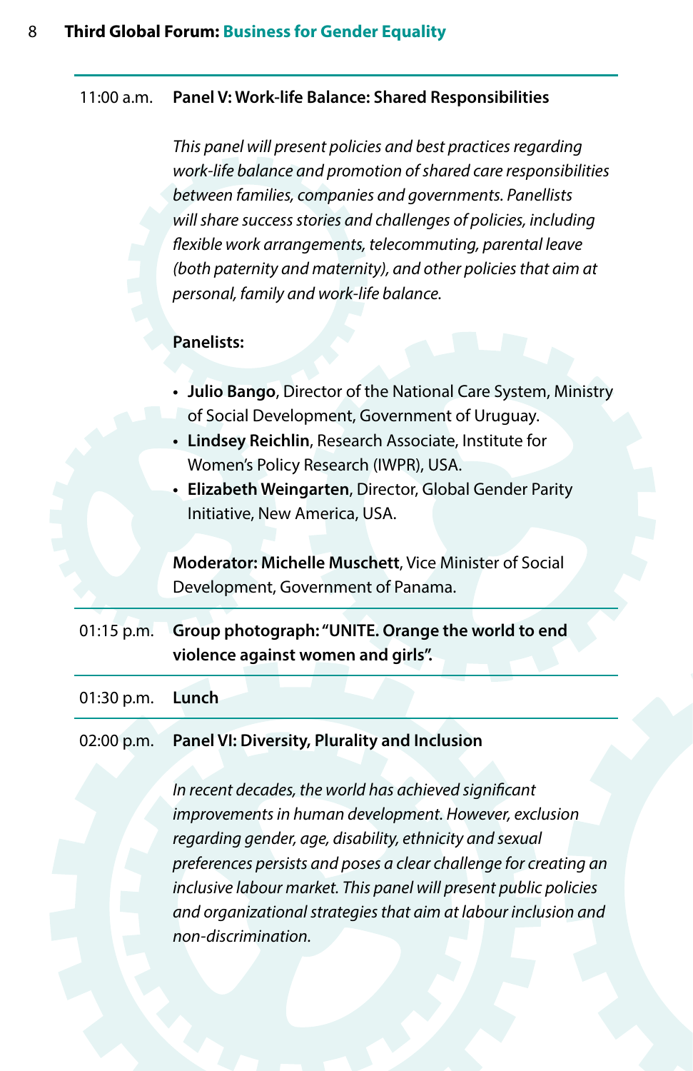11:00 a.m. **Panel V: Work-life Balance: Shared Responsibilities**

*This panel will present policies and best practices regarding work-life balance and promotion of shared care responsibilities between families, companies and governments. Panellists will share success stories and challenges of policies, including flexible work arrangements, telecommuting, parental leave (both paternity and maternity), and other policies that aim at personal, family and work-life balance.*

**Panelists:**

- **Julio Bango**, Director of the National Care System, Ministry of Social Development, Government of Uruguay.
- **Lindsey Reichlin**, Research Associate, Institute for Women's Policy Research (IWPR), USA.
- **Elizabeth Weingarten**, Director, Global Gender Parity Initiative, New America, USA.

**Moderator: Michelle Muschett**, Vice Minister of Social Development, Government of Panama.

01:15 p.m. **Group photograph: "UNITE. Orange the world to end violence against women and girls".**

01:30 p.m. **Lunch**

02:00 p.m. **Panel VI: Diversity, Plurality and Inclusion**

*In recent decades, the world has achieved significant improvements in human development. However, exclusion regarding gender, age, disability, ethnicity and sexual preferences persists and poses a clear challenge for creating an inclusive labour market. This panel will present public policies and organizational strategies that aim at labour inclusion and non-discrimination.*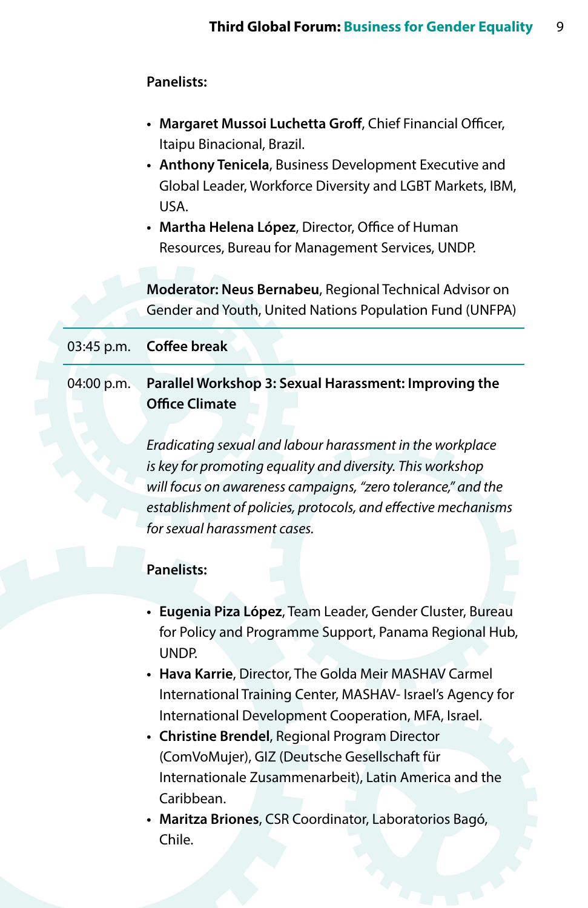**Panelists:**

- **Margaret Mussoi Luchetta Groff**, Chief Financial Officer, Itaipu Binacional, Brazil.
- **Anthony Tenicela**, Business Development Executive and Global Leader, Workforce Diversity and LGBT Markets, IBM, USA.
- **Martha Helena López**, Director, Office of Human Resources, Bureau for Management Services, UNDP.

**Moderator: Neus Bernabeu**, Regional Technical Advisor on Gender and Youth, United Nations Population Fund (UNFPA)

03:45 p.m. **Coffee break**

04:00 p.m. **Parallel Workshop 3: Sexual Harassment: Improving the Office Climate**

*Eradicating sexual and labour harassment in the workplace is key for promoting equality and diversity. This workshop will focus on awareness campaigns, "zero tolerance," and the establishment of policies, protocols, and effective mechanisms for sexual harassment cases.*

**Panelists:**

- **Eugenia Piza López**, Team Leader, Gender Cluster, Bureau for Policy and Programme Support, Panama Regional Hub, UNDP.
- **Hava Karrie**, Director, The Golda Meir MASHAV Carmel International Training Center, MASHAV- Israel's Agency for International Development Cooperation, MFA, Israel.
- **Christine Brendel**, Regional Program Director (ComVoMujer), GIZ (Deutsche Gesellschaft für Internationale Zusammenarbeit), Latin America and the Caribbean.
- **Maritza Briones**, CSR Coordinator, Laboratorios Bagó, Chile.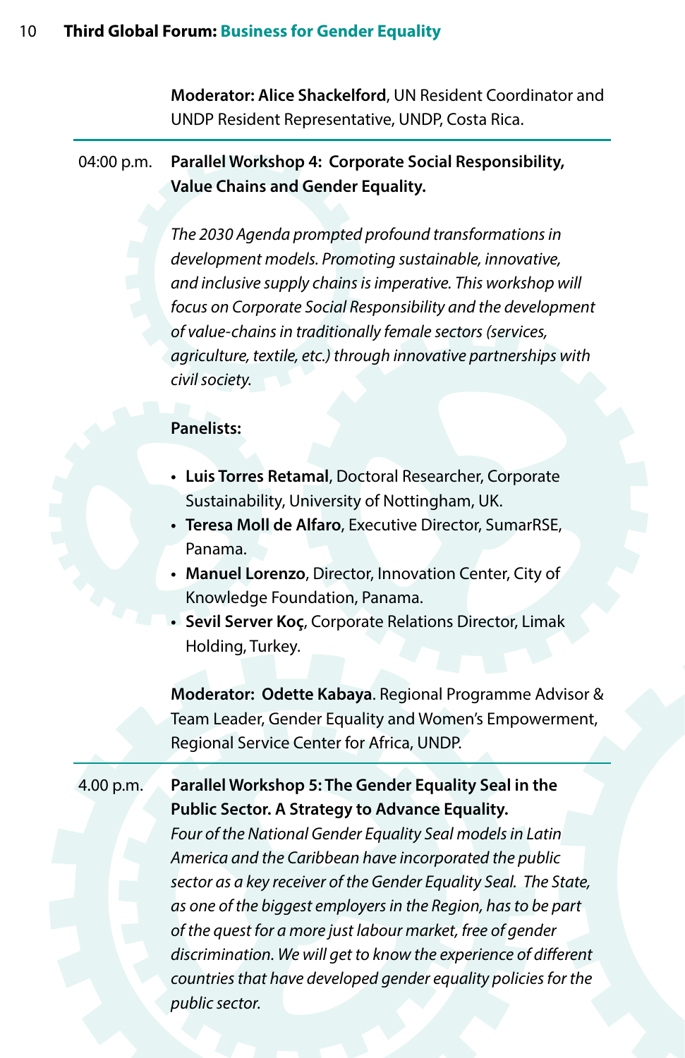**Moderator: Alice Shackelford**, UN Resident Coordinator and UNDP Resident Representative, UNDP, Costa Rica.

---

04:00 p.m. **Parallel Workshop 4: Corporate Social Responsibility, Value Chains and Gender Equality.**

*The 2030 Agenda prompted profound transformations in development models. Promoting sustainable, innovative, and inclusive supply chains is imperative. This workshop will focus on Corporate Social Responsibility and the development of value-chains in traditionally female sectors (services, agriculture, textile, etc.) through innovative partnerships with civil society.*

**Panelists:**

- **Luis Torres Retamal**, Doctoral Researcher, Corporate Sustainability, University of Nottingham, UK.
- **Teresa Moll de Alfaro**, Executive Director, SumarRSE, Panama.
- **Manuel Lorenzo**, Director, Innovation Center, City of Knowledge Foundation, Panama.
- **Sevil Server Koç**, Corporate Relations Director, Limak Holding, Turkey.

**Moderator: Odette Kabaya**. Regional Programme Advisor & Team Leader, Gender Equality and Women's Empowerment, Regional Service Center for Africa, UNDP.

---

4.00 p.m. **Parallel Workshop 5: The Gender Equality Seal in the Public Sector. A Strategy to Advance Equality.**

*Four of the National Gender Equality Seal models in Latin America and the Caribbean have incorporated the public sector as a key receiver of the Gender Equality Seal. The State, as one of the biggest employers in the Region, has to be part of the quest for a more just labour market, free of gender discrimination. We will get to know the experience of different countries that have developed gender equality policies for the public sector.*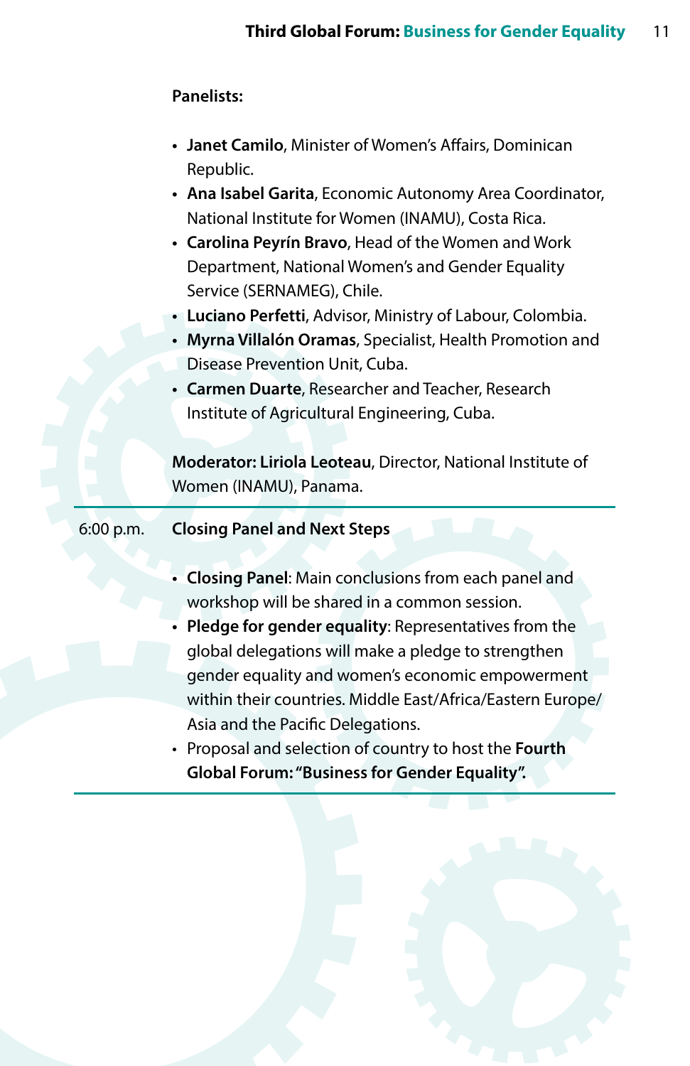**Panelists:**

- **Janet Camilo**, Minister of Women's Affairs, Dominican Republic.
- **Ana Isabel Garita**, Economic Autonomy Area Coordinator, National Institute for Women (INAMU), Costa Rica.
- **Carolina Peyrín Bravo**, Head of the Women and Work Department, National Women's and Gender Equality Service (SERNAMEG), Chile.
- **Luciano Perfetti**, Advisor, Ministry of Labour, Colombia.
- **Myrna Villalón Oramas**, Specialist, Health Promotion and Disease Prevention Unit, Cuba.
- **Carmen Duarte**, Researcher and Teacher, Research Institute of Agricultural Engineering, Cuba.

**Moderator: Liriola Leoteau**, Director, National Institute of Women (INAMU), Panama.

---

6:00 p.m. **Closing Panel and Next Steps**

- **Closing Panel**: Main conclusions from each panel and workshop will be shared in a common session.
- **Pledge for gender equality**: Representatives from the global delegations will make a pledge to strengthen gender equality and women's economic empowerment within their countries. Middle East/Africa/Eastern Europe/ Asia and the Pacific Delegations.
- Proposal and selection of country to host the **Fourth Global Forum: "Business for Gender Equality".**

---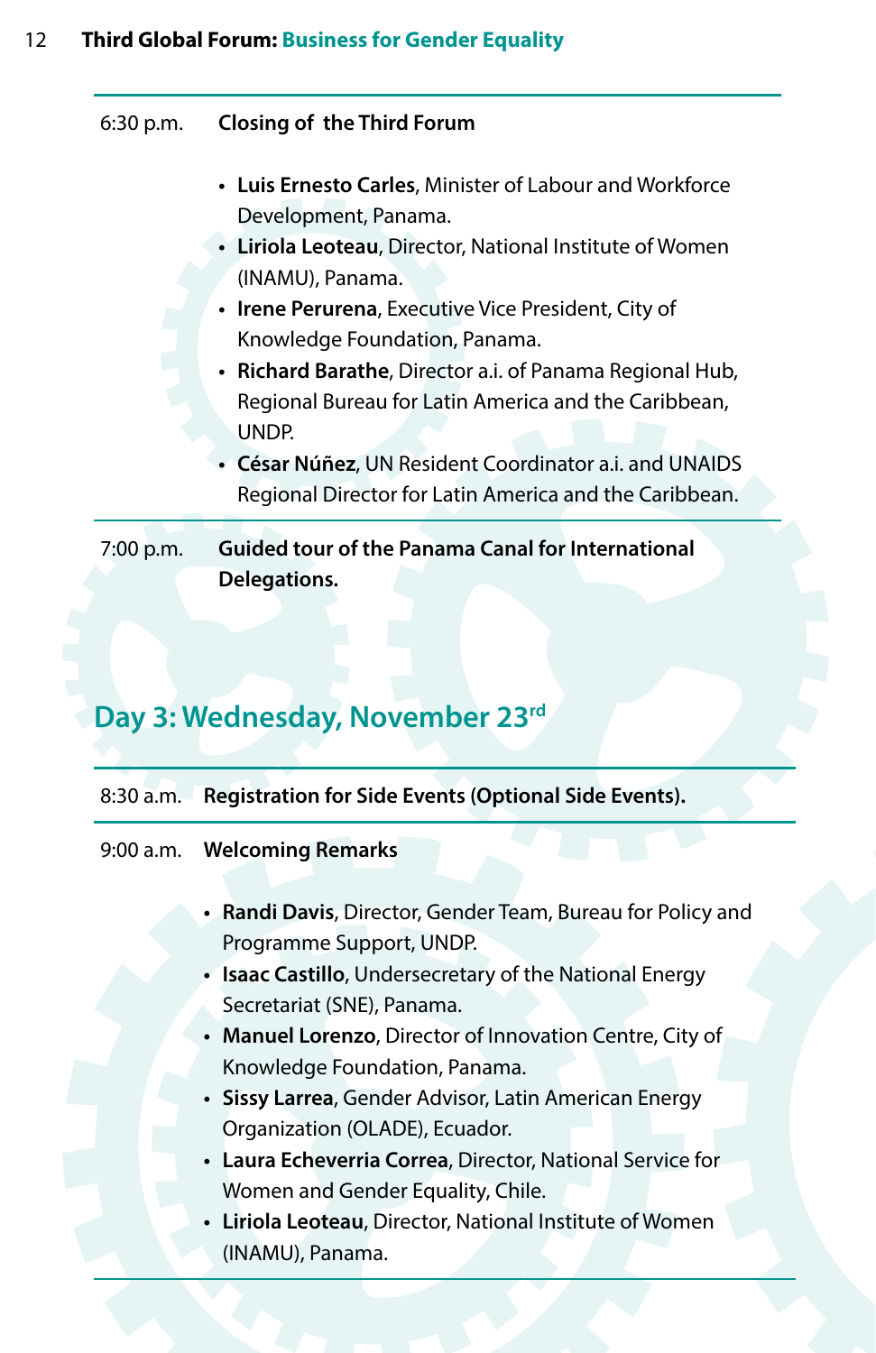6:30 p.m. **Closing of the Third Forum**

- **Luis Ernesto Carles**, Minister of Labour and Workforce Development, Panama.
- **Liriola Leoteau**, Director, National Institute of Women (INAMU), Panama.
- **Irene Perurena**, Executive Vice President, City of Knowledge Foundation, Panama.
- **Richard Barathe**, Director a.i. of Panama Regional Hub, Regional Bureau for Latin America and the Caribbean, UNDP.
- **César Núñez**, UN Resident Coordinator a.i. and UNAIDS Regional Director for Latin America and the Caribbean.

7:00 p.m. **Guided tour of the Panama Canal for International Delegations.**

## Day 3: Wednesday, November 23rd

8:30 a.m. **Registration for Side Events (Optional Side Events).**

9:00 a.m. **Welcoming Remarks**

- **Randi Davis**, Director, Gender Team, Bureau for Policy and Programme Support, UNDP.
- **Isaac Castillo**, Undersecretary of the National Energy Secretariat (SNE), Panama.
- **Manuel Lorenzo**, Director of Innovation Centre, City of Knowledge Foundation, Panama.
- **Sissy Larrea**, Gender Advisor, Latin American Energy Organization (OLADE), Ecuador.
- **Laura Echeverria Correa**, Director, National Service for Women and Gender Equality, Chile.
- **Liriola Leoteau**, Director, National Institute of Women (INAMU), Panama.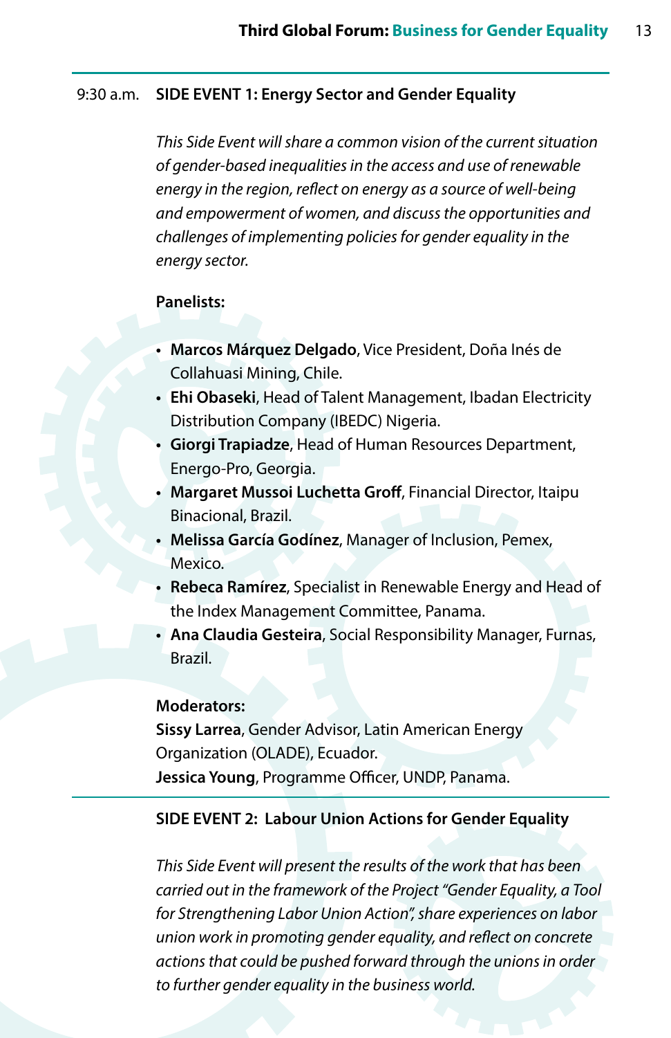9:30 a.m. **SIDE EVENT 1: Energy Sector and Gender Equality**

*This Side Event will share a common vision of the current situation of gender-based inequalities in the access and use of renewable energy in the region, reflect on energy as a source of well-being and empowerment of women, and discuss the opportunities and challenges of implementing policies for gender equality in the energy sector.*

**Panelists:**

- **Marcos Márquez Delgado**, Vice President, Doña Inés de Collahuasi Mining, Chile.
- **Ehi Obaseki**, Head of Talent Management, Ibadan Electricity Distribution Company (IBEDC) Nigeria.
- **Giorgi Trapiadze**, Head of Human Resources Department, Energo-Pro, Georgia.
- **Margaret Mussoi Luchetta Groff**, Financial Director, Itaipu Binacional, Brazil.
- **Melissa García Godínez**, Manager of Inclusion, Pemex, Mexico.
- **Rebeca Ramírez**, Specialist in Renewable Energy and Head of the Index Management Committee, Panama.
- **Ana Claudia Gesteira**, Social Responsibility Manager, Furnas, Brazil.

**Moderators:**

**Sissy Larrea**, Gender Advisor, Latin American Energy Organization (OLADE), Ecuador.
**Jessica Young**, Programme Officer, UNDP, Panama.

---

**SIDE EVENT 2: Labour Union Actions for Gender Equality**

*This Side Event will present the results of the work that has been carried out in the framework of the Project "Gender Equality, a Tool for Strengthening Labor Union Action", share experiences on labor union work in promoting gender equality, and reflect on concrete actions that could be pushed forward through the unions in order to further gender equality in the business world.*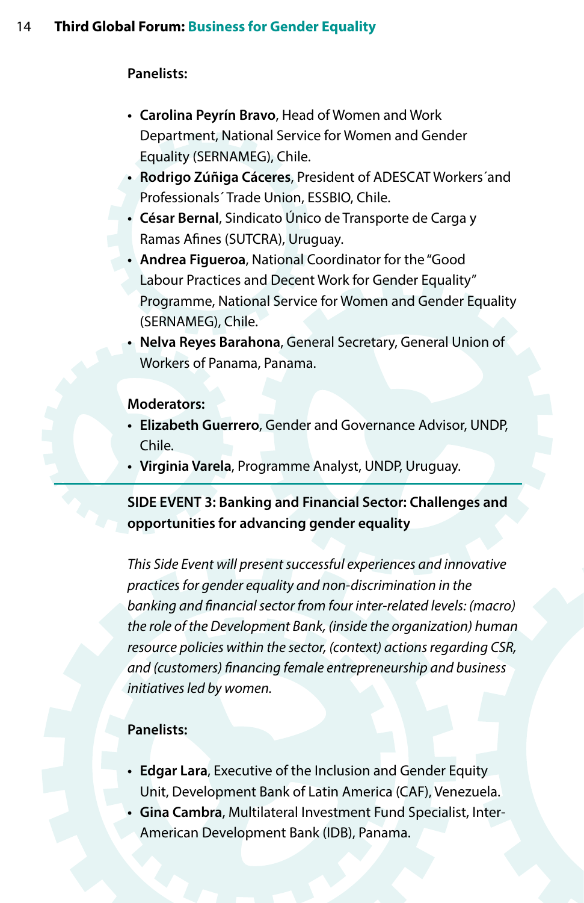**Panelists:**

- **Carolina Peyrín Bravo**, Head of Women and Work Department, National Service for Women and Gender Equality (SERNAMEG), Chile.
- **Rodrigo Zúñiga Cáceres**, President of ADESCAT Workers´and Professionals´ Trade Union, ESSBIO, Chile.
- **César Bernal**, Sindicato Único de Transporte de Carga y Ramas Afines (SUTCRA), Uruguay.
- **Andrea Figueroa**, National Coordinator for the "Good Labour Practices and Decent Work for Gender Equality" Programme, National Service for Women and Gender Equality (SERNAMEG), Chile.
- **Nelva Reyes Barahona**, General Secretary, General Union of Workers of Panama, Panama.

**Moderators:**

- **Elizabeth Guerrero**, Gender and Governance Advisor, UNDP, Chile.
- **Virginia Varela**, Programme Analyst, UNDP, Uruguay.

---

## SIDE EVENT 3: Banking and Financial Sector: Challenges and opportunities for advancing gender equality

*This Side Event will present successful experiences and innovative practices for gender equality and non-discrimination in the banking and financial sector from four inter-related levels: (macro) the role of the Development Bank, (inside the organization) human resource policies within the sector, (context) actions regarding CSR, and (customers) financing female entrepreneurship and business initiatives led by women.*

**Panelists:**

- **Edgar Lara**, Executive of the Inclusion and Gender Equity Unit, Development Bank of Latin America (CAF), Venezuela.
- **Gina Cambra**, Multilateral Investment Fund Specialist, Inter-American Development Bank (IDB), Panama.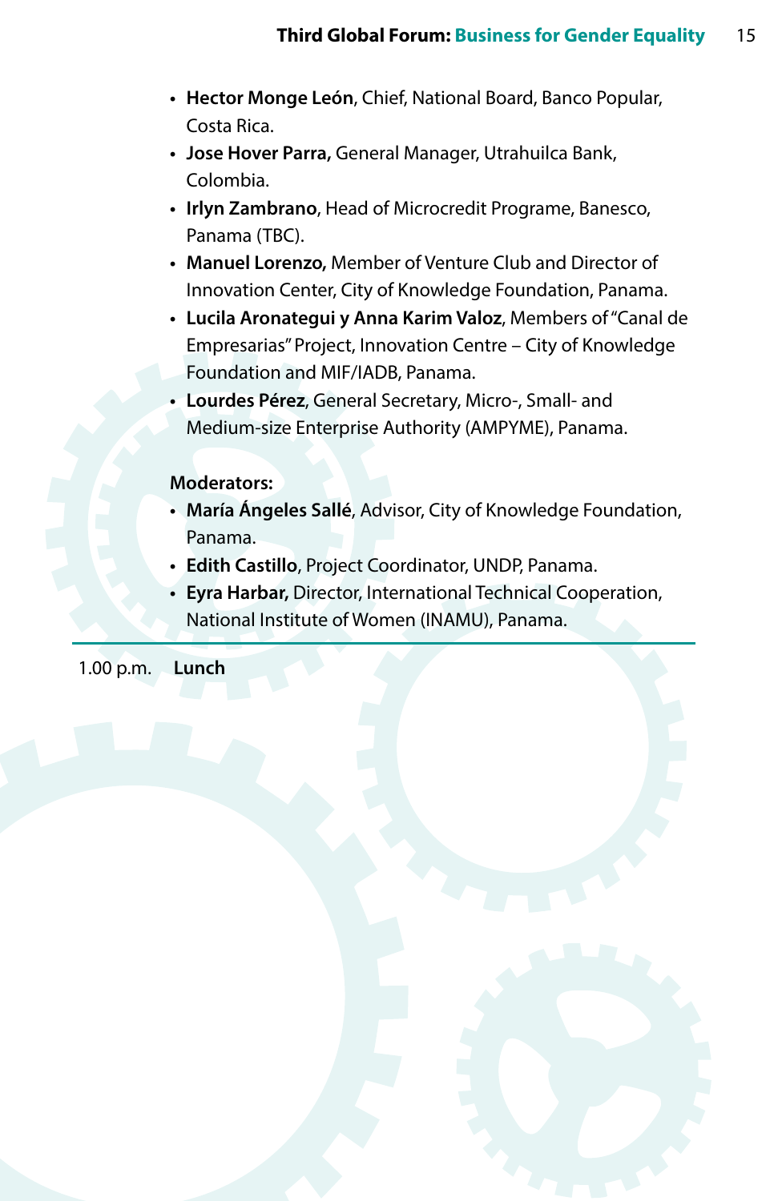- **Hector Monge León**, Chief, National Board, Banco Popular, Costa Rica.
- **Jose Hover Parra,** General Manager, Utrahuilca Bank, Colombia.
- **Irlyn Zambrano**, Head of Microcredit Programe, Banesco, Panama (TBC).
- **Manuel Lorenzo,** Member of Venture Club and Director of Innovation Center, City of Knowledge Foundation, Panama.
- **Lucila Aronategui y Anna Karim Valoz**, Members of "Canal de Empresarias" Project, Innovation Centre – City of Knowledge Foundation and MIF/IADB, Panama.
- **Lourdes Pérez**, General Secretary, Micro-, Small- and Medium-size Enterprise Authority (AMPYME), Panama.

**Moderators:**

- **María Ángeles Sallé**, Advisor, City of Knowledge Foundation, Panama.
- **Edith Castillo**, Project Coordinator, UNDP, Panama.
- **Eyra Harbar,** Director, International Technical Cooperation, National Institute of Women (INAMU), Panama.

---

1.00 p.m. **Lunch**